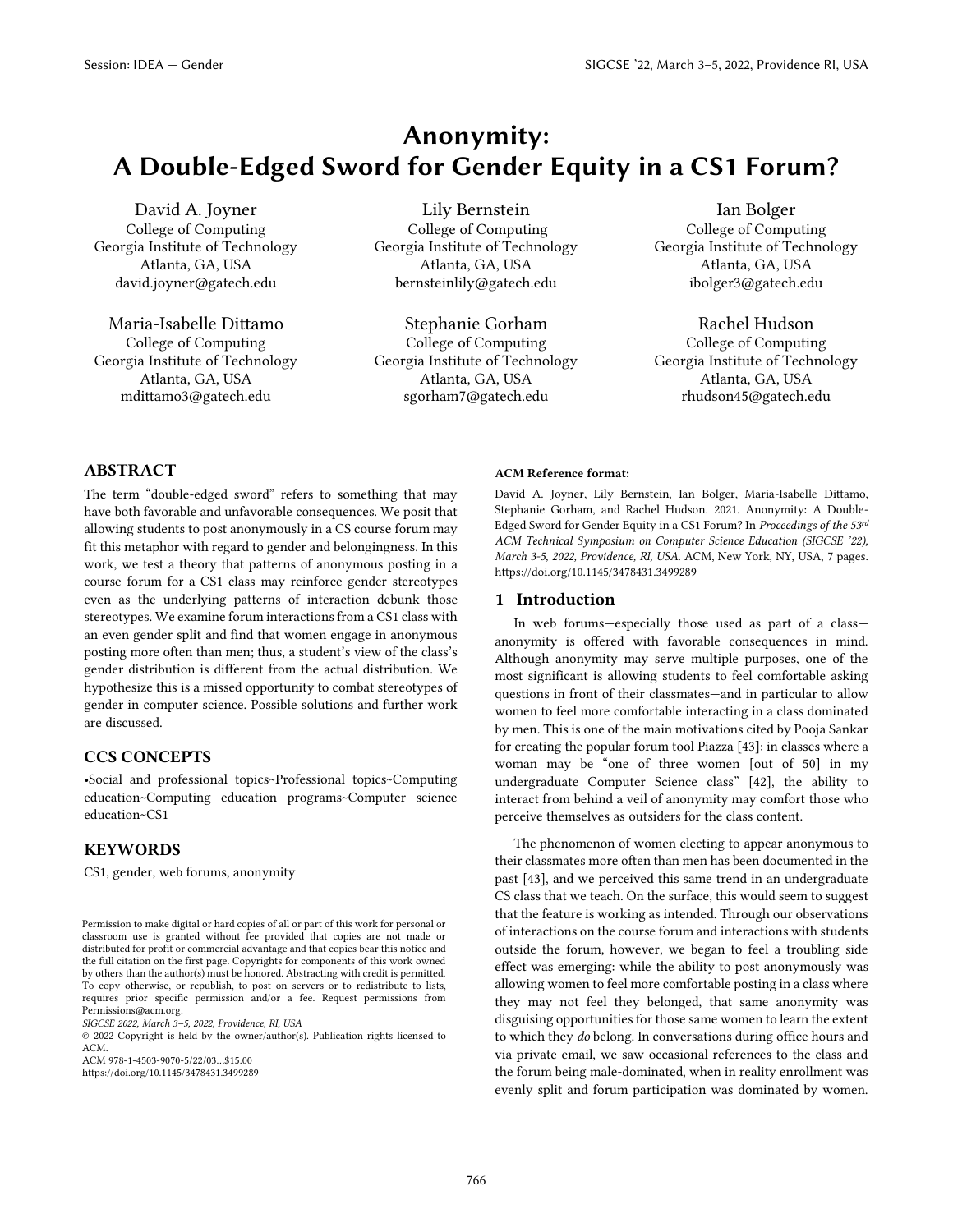# Anonymity: A Double-Edged Sword for Gender Equity in a CS1 Forum?

David A. Joyner
College of Computing
Georgia Institute of Technology
Atlanta, GA, USA
david.joyner@gatech.edu

Lily Bernstein
College of Computing
Georgia Institute of Technology
Atlanta, GA, USA
bernsteinlily@gatech.edu

Ian Bolger
College of Computing
Georgia Institute of Technology
Atlanta, GA, USA
ibolger3@gatech.edu

Maria-Isabelle Dittamo
College of Computing
Georgia Institute of Technology
Atlanta, GA, USA
mdittamo3@gatech.edu

Stephanie Gorham
College of Computing
Georgia Institute of Technology
Atlanta, GA, USA
sgorham7@gatech.edu

Rachel Hudson
College of Computing
Georgia Institute of Technology
Atlanta, GA, USA
rhudson45@gatech.edu

## ABSTRACT

The term "double-edged sword" refers to something that may have both favorable and unfavorable consequences. We posit that allowing students to post anonymously in a CS course forum may fit this metaphor with regard to gender and belongingness. In this work, we test a theory that patterns of anonymous posting in a course forum for a CS1 class may reinforce gender stereotypes even as the underlying patterns of interaction debunk those stereotypes. We examine forum interactions from a CS1 class with an even gender split and find that women engage in anonymous posting more often than men; thus, a student's view of the class's gender distribution is different from the actual distribution. We hypothesize this is a missed opportunity to combat stereotypes of gender in computer science. Possible solutions and further work are discussed.

## CCS CONCEPTS

•Social and professional topics~Professional topics~Computing education~Computing education programs~Computer science education~CS1

## KEYWORDS

CS1, gender, web forums, anonymity

Permission to make digital or hard copies of all or part of this work for personal or classroom use is granted without fee provided that copies are not made or distributed for profit or commercial advantage and that copies bear this notice and the full citation on the first page. Copyrights for components of this work owned by others than the author(s) must be honored. Abstracting with credit is permitted. To copy otherwise, or republish, to post on servers or to redistribute to lists, requires prior specific permission and/or a fee. Request permissions from Permissions@acm.org.
*SIGCSE 2022, March 3–5, 2022, Providence, RI, USA*
© 2022 Copyright is held by the owner/author(s). Publication rights licensed to ACM.
ACM 978-1-4503-9070-5/22/03…$15.00
https://doi.org/10.1145/3478431.3499289

**ACM Reference format:**

David A. Joyner, Lily Bernstein, Ian Bolger, Maria-Isabelle Dittamo, Stephanie Gorham, and Rachel Hudson. 2021. Anonymity: A Double-Edged Sword for Gender Equity in a CS1 Forum? In *Proceedings of the 53rd ACM Technical Symposium on Computer Science Education (SIGCSE '22), March 3-5, 2022, Providence, RI, USA.* ACM, New York, NY, USA, 7 pages. https://doi.org/10.1145/3478431.3499289

## 1 Introduction

In web forums—especially those used as part of a class—anonymity is offered with favorable consequences in mind. Although anonymity may serve multiple purposes, one of the most significant is allowing students to feel comfortable asking questions in front of their classmates—and in particular to allow women to feel more comfortable interacting in a class dominated by men. This is one of the main motivations cited by Pooja Sankar for creating the popular forum tool Piazza [43]: in classes where a woman may be "one of three women [out of 50] in my undergraduate Computer Science class" [42], the ability to interact from behind a veil of anonymity may comfort those who perceive themselves as outsiders for the class content.

The phenomenon of women electing to appear anonymous to their classmates more often than men has been documented in the past [43], and we perceived this same trend in an undergraduate CS class that we teach. On the surface, this would seem to suggest that the feature is working as intended. Through our observations of interactions on the course forum and interactions with students outside the forum, however, we began to feel a troubling side effect was emerging: while the ability to post anonymously was allowing women to feel more comfortable posting in a class where they may not feel they belonged, that same anonymity was disguising opportunities for those same women to learn the extent to which they *do* belong. In conversations during office hours and via private email, we saw occasional references to the class and the forum being male-dominated, when in reality enrollment was evenly split and forum participation was dominated by women.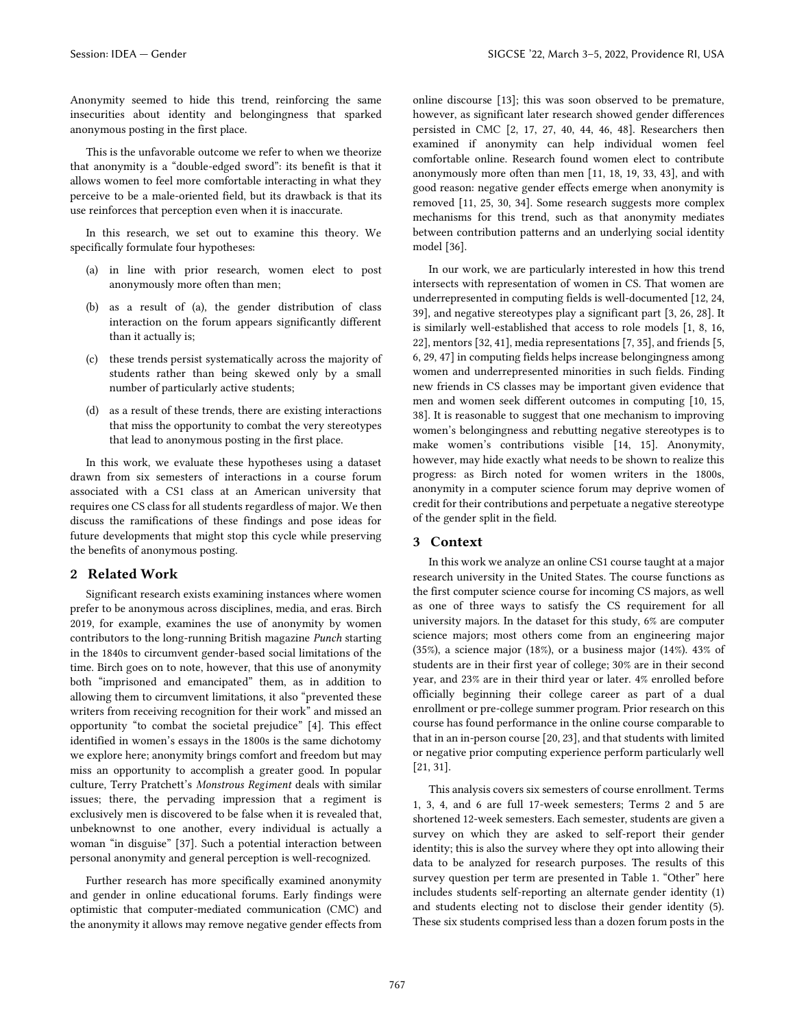Anonymity seemed to hide this trend, reinforcing the same insecurities about identity and belongingness that sparked anonymous posting in the first place.

This is the unfavorable outcome we refer to when we theorize that anonymity is a "double-edged sword": its benefit is that it allows women to feel more comfortable interacting in what they perceive to be a male-oriented field, but its drawback is that its use reinforces that perception even when it is inaccurate.

In this research, we set out to examine this theory. We specifically formulate four hypotheses:

(a) in line with prior research, women elect to post anonymously more often than men;

(b) as a result of (a), the gender distribution of class interaction on the forum appears significantly different than it actually is;

(c) these trends persist systematically across the majority of students rather than being skewed only by a small number of particularly active students;

(d) as a result of these trends, there are existing interactions that miss the opportunity to combat the very stereotypes that lead to anonymous posting in the first place.

In this work, we evaluate these hypotheses using a dataset drawn from six semesters of interactions in a course forum associated with a CS1 class at an American university that requires one CS class for all students regardless of major. We then discuss the ramifications of these findings and pose ideas for future developments that might stop this cycle while preserving the benefits of anonymous posting.

## 2 Related Work

Significant research exists examining instances where women prefer to be anonymous across disciplines, media, and eras. Birch 2019, for example, examines the use of anonymity by women contributors to the long-running British magazine *Punch* starting in the 1840s to circumvent gender-based social limitations of the time. Birch goes on to note, however, that this use of anonymity both "imprisoned and emancipated" them, as in addition to allowing them to circumvent limitations, it also "prevented these writers from receiving recognition for their work" and missed an opportunity "to combat the societal prejudice" [4]. This effect identified in women's essays in the 1800s is the same dichotomy we explore here; anonymity brings comfort and freedom but may miss an opportunity to accomplish a greater good. In popular culture, Terry Pratchett's *Monstrous Regiment* deals with similar issues; there, the pervading impression that a regiment is exclusively men is discovered to be false when it is revealed that, unbeknownst to one another, every individual is actually a woman "in disguise" [37]. Such a potential interaction between personal anonymity and general perception is well-recognized.

Further research has more specifically examined anonymity and gender in online educational forums. Early findings were optimistic that computer-mediated communication (CMC) and the anonymity it allows may remove negative gender effects from online discourse [13]; this was soon observed to be premature, however, as significant later research showed gender differences persisted in CMC [2, 17, 27, 40, 44, 46, 48]. Researchers then examined if anonymity can help individual women feel comfortable online. Research found women elect to contribute anonymously more often than men [11, 18, 19, 33, 43], and with good reason: negative gender effects emerge when anonymity is removed [11, 25, 30, 34]. Some research suggests more complex mechanisms for this trend, such as that anonymity mediates between contribution patterns and an underlying social identity model [36].

In our work, we are particularly interested in how this trend intersects with representation of women in CS. That women are underrepresented in computing fields is well-documented [12, 24, 39], and negative stereotypes play a significant part [3, 26, 28]. It is similarly well-established that access to role models [1, 8, 16, 22], mentors [32, 41], media representations [7, 35], and friends [5, 6, 29, 47] in computing fields helps increase belongingness among women and underrepresented minorities in such fields. Finding new friends in CS classes may be important given evidence that men and women seek different outcomes in computing [10, 15, 38]. It is reasonable to suggest that one mechanism to improving women's belongingness and rebutting negative stereotypes is to make women's contributions visible [14, 15]. Anonymity, however, may hide exactly what needs to be shown to realize this progress: as Birch noted for women writers in the 1800s, anonymity in a computer science forum may deprive women of credit for their contributions and perpetuate a negative stereotype of the gender split in the field.

## 3 Context

In this work we analyze an online CS1 course taught at a major research university in the United States. The course functions as the first computer science course for incoming CS majors, as well as one of three ways to satisfy the CS requirement for all university majors. In the dataset for this study, 6% are computer science majors; most others come from an engineering major (35%), a science major (18%), or a business major (14%). 43% of students are in their first year of college; 30% are in their second year, and 23% are in their third year or later. 4% enrolled before officially beginning their college career as part of a dual enrollment or pre-college summer program. Prior research on this course has found performance in the online course comparable to that in an in-person course [20, 23], and that students with limited or negative prior computing experience perform particularly well [21, 31].

This analysis covers six semesters of course enrollment. Terms 1, 3, 4, and 6 are full 17-week semesters; Terms 2 and 5 are shortened 12-week semesters. Each semester, students are given a survey on which they are asked to self-report their gender identity; this is also the survey where they opt into allowing their data to be analyzed for research purposes. The results of this survey question per term are presented in Table 1. "Other" here includes students self-reporting an alternate gender identity (1) and students electing not to disclose their gender identity (5). These six students comprised less than a dozen forum posts in the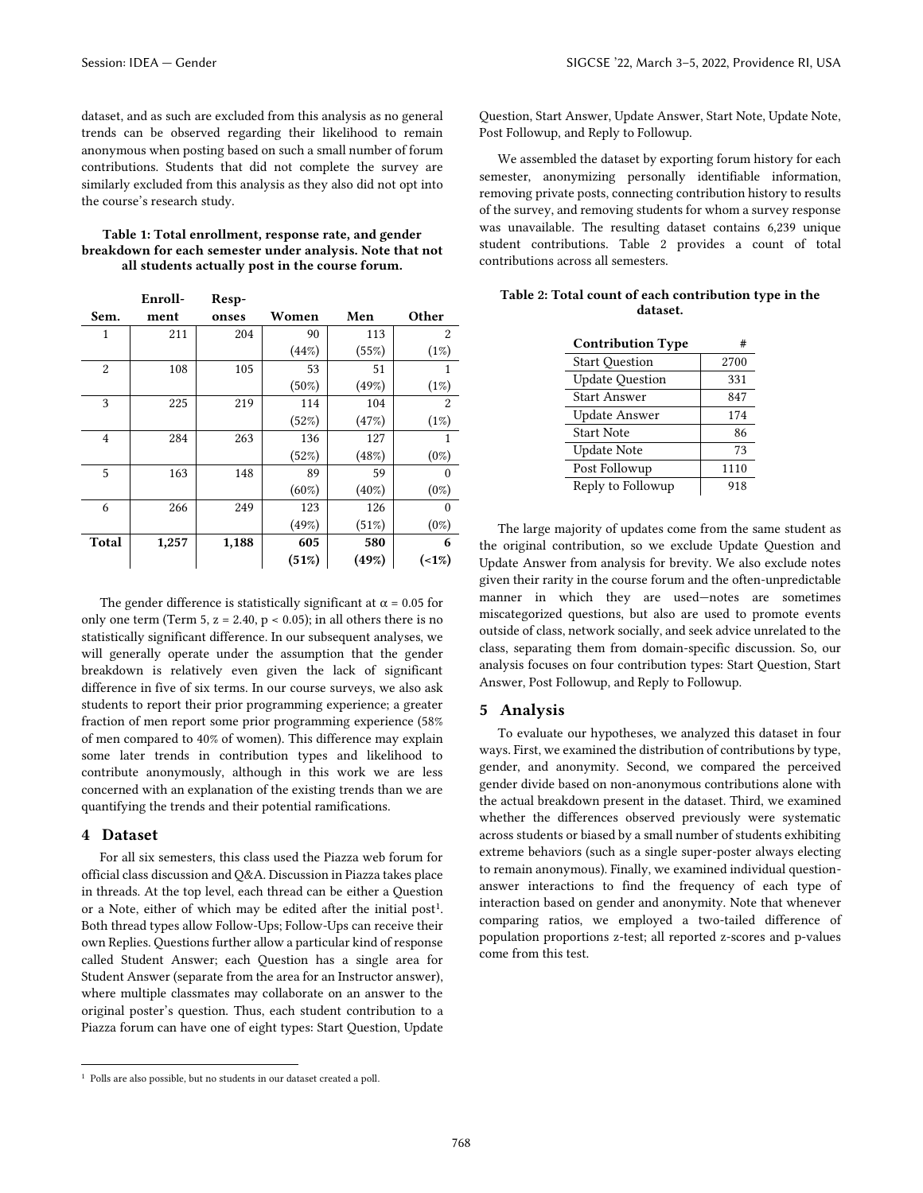dataset, and as such are excluded from this analysis as no general trends can be observed regarding their likelihood to remain anonymous when posting based on such a small number of forum contributions. Students that did not complete the survey are similarly excluded from this analysis as they also did not opt into the course's research study.

**Table 1: Total enrollment, response rate, and gender breakdown for each semester under analysis. Note that not all students actually post in the course forum.**

| Sem. | Enroll-ment | Resp-onses | Women | Men | Other |
|---|---|---|---|---|---|
| 1 | 211 | 204 | 90 (44%) | 113 (55%) | 2 (1%) |
| 2 | 108 | 105 | 53 (50%) | 51 (49%) | 1 (1%) |
| 3 | 225 | 219 | 114 (52%) | 104 (47%) | 2 (1%) |
| 4 | 284 | 263 | 136 (52%) | 127 (48%) | 1 (0%) |
| 5 | 163 | 148 | 89 (60%) | 59 (40%) | 0 (0%) |
| 6 | 266 | 249 | 123 (49%) | 126 (51%) | 0 (0%) |
| **Total** | **1,257** | **1,188** | **605 (51%)** | **580 (49%)** | **6 (<1%)** |

The gender difference is statistically significant at $\alpha = 0.05$ for only one term (Term 5, $z = 2.40$, $p < 0.05$); in all others there is no statistically significant difference. In our subsequent analyses, we will generally operate under the assumption that the gender breakdown is relatively even given the lack of significant difference in five of six terms. In our course surveys, we also ask students to report their prior programming experience; a greater fraction of men report some prior programming experience (58% of men compared to 40% of women). This difference may explain some later trends in contribution types and likelihood to contribute anonymously, although in this work we are less concerned with an explanation of the existing trends than we are quantifying the trends and their potential ramifications.

## 4 Dataset

For all six semesters, this class used the Piazza web forum for official class discussion and Q&A. Discussion in Piazza takes place in threads. At the top level, each thread can be either a Question or a Note, either of which may be edited after the initial post[1]. Both thread types allow Follow-Ups; Follow-Ups can receive their own Replies. Questions further allow a particular kind of response called Student Answer; each Question has a single area for Student Answer (separate from the area for an Instructor answer), where multiple classmates may collaborate on an answer to the original poster's question. Thus, each student contribution to a Piazza forum can have one of eight types: Start Question, Update Question, Start Answer, Update Answer, Start Note, Update Note, Post Followup, and Reply to Followup.

We assembled the dataset by exporting forum history for each semester, anonymizing personally identifiable information, removing private posts, connecting contribution history to results of the survey, and removing students for whom a survey response was unavailable. The resulting dataset contains 6,239 unique student contributions. Table 2 provides a count of total contributions across all semesters.

**Table 2: Total count of each contribution type in the dataset.**

| Contribution Type | # |
|---|---|
| Start Question | 2700 |
| Update Question | 331 |
| Start Answer | 847 |
| Update Answer | 174 |
| Start Note | 86 |
| Update Note | 73 |
| Post Followup | 1110 |
| Reply to Followup | 918 |

The large majority of updates come from the same student as the original contribution, so we exclude Update Question and Update Answer from analysis for brevity. We also exclude notes given their rarity in the course forum and the often-unpredictable manner in which they are used—notes are sometimes miscategorized questions, but also are used to promote events outside of class, network socially, and seek advice unrelated to the class, separating them from domain-specific discussion. So, our analysis focuses on four contribution types: Start Question, Start Answer, Post Followup, and Reply to Followup.

## 5 Analysis

To evaluate our hypotheses, we analyzed this dataset in four ways. First, we examined the distribution of contributions by type, gender, and anonymity. Second, we compared the perceived gender divide based on non-anonymous contributions alone with the actual breakdown present in the dataset. Third, we examined whether the differences observed previously were systematic across students or biased by a small number of students exhibiting extreme behaviors (such as a single super-poster always electing to remain anonymous). Finally, we examined individual question-answer interactions to find the frequency of each type of interaction based on gender and anonymity. Note that whenever comparing ratios, we employed a two-tailed difference of population proportions z-test; all reported z-scores and p-values come from this test.

[1] Polls are also possible, but no students in our dataset created a poll.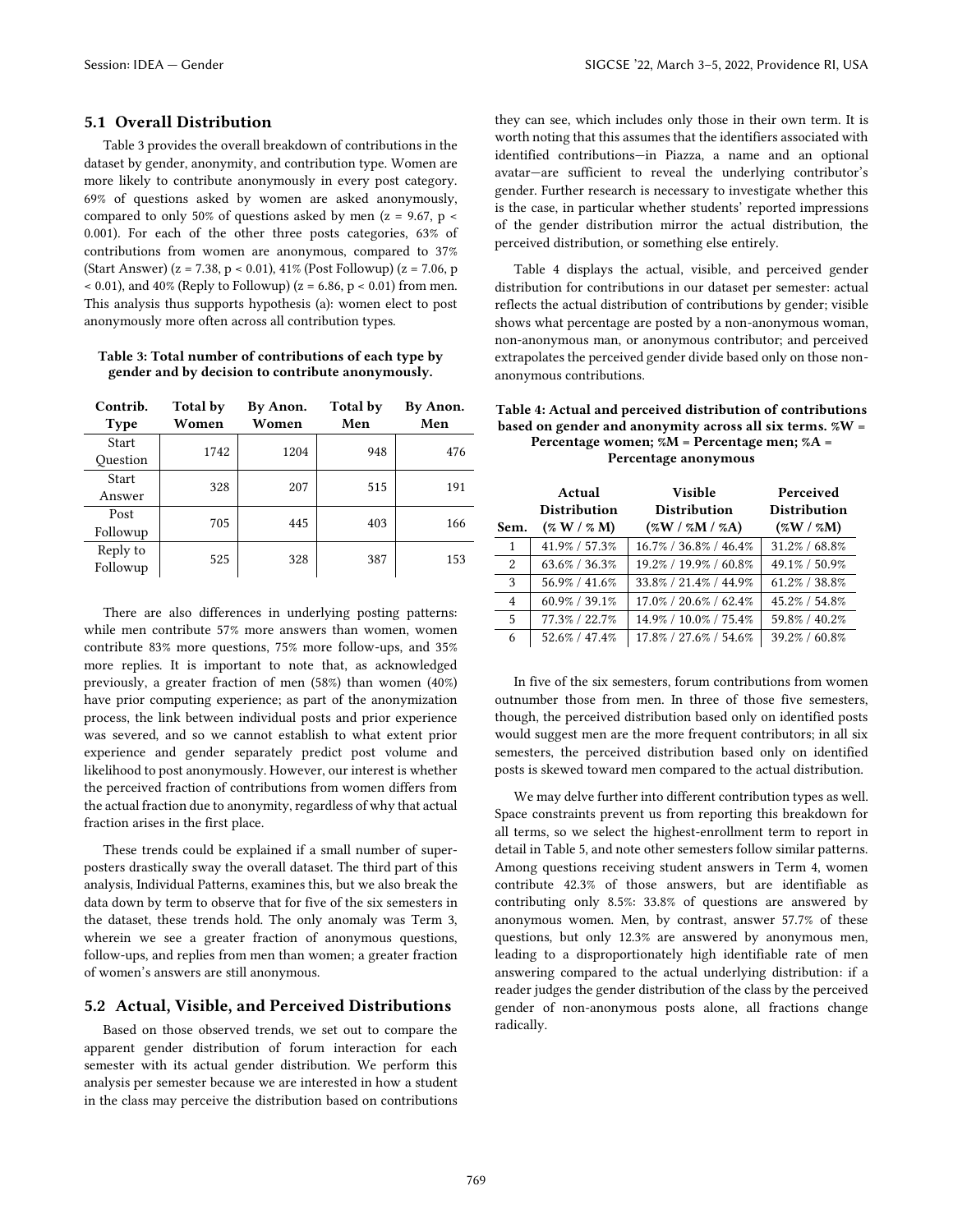## 5.1 Overall Distribution

Table 3 provides the overall breakdown of contributions in the dataset by gender, anonymity, and contribution type. Women are more likely to contribute anonymously in every post category. 69% of questions asked by women are asked anonymously, compared to only 50% of questions asked by men ($z = 9.67$, $p < 0.001$). For each of the other three posts categories, 63% of contributions from women are anonymous, compared to 37% (Start Answer) ($z = 7.38$, $p < 0.01$), 41% (Post Followup) ($z = 7.06$, $p < 0.01$), and 40% (Reply to Followup) ($z = 6.86$, $p < 0.01$) from men. This analysis thus supports hypothesis (a): women elect to post anonymously more often across all contribution types.

**Table 3: Total number of contributions of each type by gender and by decision to contribute anonymously.**

| Contrib. Type | Total by Women | By Anon. Women | Total by Men | By Anon. Men |
|---|---|---|---|---|
| Start Question | 1742 | 1204 | 948 | 476 |
| Start Answer | 328 | 207 | 515 | 191 |
| Post Followup | 705 | 445 | 403 | 166 |
| Reply to Followup | 525 | 328 | 387 | 153 |

There are also differences in underlying posting patterns: while men contribute 57% more answers than women, women contribute 83% more questions, 75% more follow-ups, and 35% more replies. It is important to note that, as acknowledged previously, a greater fraction of men (58%) than women (40%) have prior computing experience; as part of the anonymization process, the link between individual posts and prior experience was severed, and so we cannot establish to what extent prior experience and gender separately predict post volume and likelihood to post anonymously. However, our interest is whether the perceived fraction of contributions from women differs from the actual fraction due to anonymity, regardless of why that actual fraction arises in the first place.

These trends could be explained if a small number of super-posters drastically sway the overall dataset. The third part of this analysis, Individual Patterns, examines this, but we also break the data down by term to observe that for five of the six semesters in the dataset, these trends hold. The only anomaly was Term 3, wherein we see a greater fraction of anonymous questions, follow-ups, and replies from men than women; a greater fraction of women's answers are still anonymous.

## 5.2 Actual, Visible, and Perceived Distributions

Based on those observed trends, we set out to compare the apparent gender distribution of forum interaction for each semester with its actual gender distribution. We perform this analysis per semester because we are interested in how a student in the class may perceive the distribution based on contributions they can see, which includes only those in their own term. It is worth noting that this assumes that the identifiers associated with identified contributions—in Piazza, a name and an optional avatar—are sufficient to reveal the underlying contributor's gender. Further research is necessary to investigate whether this is the case, in particular whether students' reported impressions of the gender distribution mirror the actual distribution, the perceived distribution, or something else entirely.

Table 4 displays the actual, visible, and perceived gender distribution for contributions in our dataset per semester: actual reflects the actual distribution of contributions by gender; visible shows what percentage are posted by a non-anonymous woman, non-anonymous man, or anonymous contributor; and perceived extrapolates the perceived gender divide based only on those non-anonymous contributions.

**Table 4: Actual and perceived distribution of contributions based on gender and anonymity across all six terms. %W = Percentage women; %M = Percentage men; %A = Percentage anonymous**

| Sem. | Actual Distribution (% W / % M) | Visible Distribution (%W / %M / %A) | Perceived Distribution (%W / %M) |
|---|---|---|---|
| 1 | 41.9% / 57.3% | 16.7% / 36.8% / 46.4% | 31.2% / 68.8% |
| 2 | 63.6% / 36.3% | 19.2% / 19.9% / 60.8% | 49.1% / 50.9% |
| 3 | 56.9% / 41.6% | 33.8% / 21.4% / 44.9% | 61.2% / 38.8% |
| 4 | 60.9% / 39.1% | 17.0% / 20.6% / 62.4% | 45.2% / 54.8% |
| 5 | 77.3% / 22.7% | 14.9% / 10.0% / 75.4% | 59.8% / 40.2% |
| 6 | 52.6% / 47.4% | 17.8% / 27.6% / 54.6% | 39.2% / 60.8% |

In five of the six semesters, forum contributions from women outnumber those from men. In three of those five semesters, though, the perceived distribution based only on identified posts would suggest men are the more frequent contributors; in all six semesters, the perceived distribution based only on identified posts is skewed toward men compared to the actual distribution.

We may delve further into different contribution types as well. Space constraints prevent us from reporting this breakdown for all terms, so we select the highest-enrollment term to report in detail in Table 5, and note other semesters follow similar patterns. Among questions receiving student answers in Term 4, women contribute 42.3% of those answers, but are identifiable as contributing only 8.5%: 33.8% of questions are answered by anonymous women. Men, by contrast, answer 57.7% of these questions, but only 12.3% are answered by anonymous men, leading to a disproportionately high identifiable rate of men answering compared to the actual underlying distribution: if a reader judges the gender distribution of the class by the perceived gender of non-anonymous posts alone, all fractions change radically.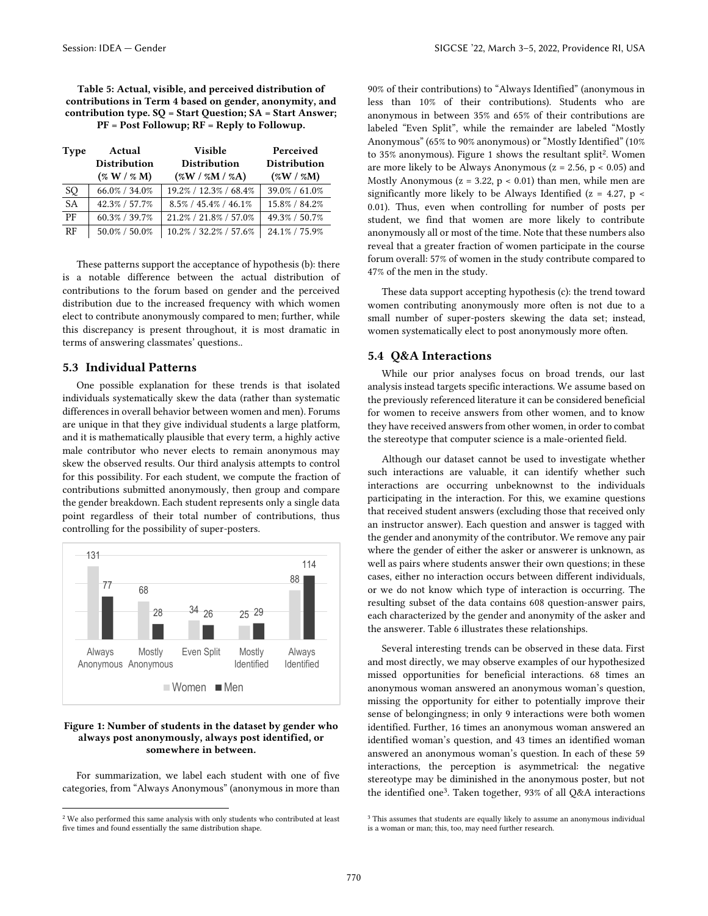**Table 5: Actual, visible, and perceived distribution of contributions in Term 4 based on gender, anonymity, and contribution type. SQ = Start Question; SA = Start Answer; PF = Post Followup; RF = Reply to Followup.**

| Type | Actual Distribution (% W / % M) | Visible Distribution (%W / %M / %A) | Perceived Distribution (%W / %M) |
|---|---|---|---|
| SQ | 66.0% / 34.0% | 19.2% / 12.3% / 68.4% | 39.0% / 61.0% |
| SA | 42.3% / 57.7% | 8.5% / 45.4% / 46.1% | 15.8% / 84.2% |
| PF | 60.3% / 39.7% | 21.2% / 21.8% / 57.0% | 49.3% / 50.7% |
| RF | 50.0% / 50.0% | 10.2% / 32.2% / 57.6% | 24.1% / 75.9% |

These patterns support the acceptance of hypothesis (b): there is a notable difference between the actual distribution of contributions to the forum based on gender and the perceived distribution due to the increased frequency with which women elect to contribute anonymously compared to men; further, while this discrepancy is present throughout, it is most dramatic in terms of answering classmates' questions..

## 5.3 Individual Patterns

One possible explanation for these trends is that isolated individuals systematically skew the data (rather than systematic differences in overall behavior between women and men). Forums are unique in that they give individual students a large platform, and it is mathematically plausible that every term, a highly active male contributor who never elects to remain anonymous may skew the observed results. Our third analysis attempts to control for this possibility. For each student, we compute the fraction of contributions submitted anonymously, then group and compare the gender breakdown. Each student represents only a single data point regardless of their total number of contributions, thus controlling for the possibility of super-posters.

**Figure 1: Number of students in the dataset by gender who always post anonymously, always post identified, or somewhere in between.**

For summarization, we label each student with one of five categories, from "Always Anonymous" (anonymous in more than 90% of their contributions) to "Always Identified" (anonymous in less than 10% of their contributions). Students who are anonymous in between 35% and 65% of their contributions are labeled "Even Split", while the remainder are labeled "Mostly Anonymous" (65% to 90% anonymous) or "Mostly Identified" (10% to 35% anonymous). Figure 1 shows the resultant split[2]. Women are more likely to be Always Anonymous ($z = 2.56$, $p < 0.05$) and Mostly Anonymous ($z = 3.22$, $p < 0.01$) than men, while men are significantly more likely to be Always Identified ($z = 4.27$, $p < 0.01$). Thus, even when controlling for number of posts per student, we find that women are more likely to contribute anonymously all or most of the time. Note that these numbers also reveal that a greater fraction of women participate in the course forum overall: 57% of women in the study contribute compared to 47% of the men in the study.

These data support accepting hypothesis (c): the trend toward women contributing anonymously more often is not due to a small number of super-posters skewing the data set; instead, women systematically elect to post anonymously more often.

## 5.4 Q&A Interactions

While our prior analyses focus on broad trends, our last analysis instead targets specific interactions. We assume based on the previously referenced literature it can be considered beneficial for women to receive answers from other women, and to know they have received answers from other women, in order to combat the stereotype that computer science is a male-oriented field.

Although our dataset cannot be used to investigate whether such interactions are valuable, it can identify whether such interactions are occurring unbeknownst to the individuals participating in the interaction. For this, we examine questions that received student answers (excluding those that received only an instructor answer). Each question and answer is tagged with the gender and anonymity of the contributor. We remove any pair where the gender of either the asker or answerer is unknown, as well as pairs where students answer their own questions; in these cases, either no interaction occurs between different individuals, or we do not know which type of interaction is occurring. The resulting subset of the data contains 608 question-answer pairs, each characterized by the gender and anonymity of the asker and the answerer. Table 6 illustrates these relationships.

Several interesting trends can be observed in these data. First and most directly, we may observe examples of our hypothesized missed opportunities for beneficial interactions. 68 times an anonymous woman answered an anonymous woman's question, missing the opportunity for either to potentially improve their sense of belongingness; in only 9 interactions were both women identified. Further, 16 times an anonymous woman answered an identified woman's question, and 43 times an identified woman answered an anonymous woman's question. In each of these 59 interactions, the perception is asymmetrical: the negative stereotype may be diminished in the anonymous poster, but not the identified one[3]. Taken together, 93% of all Q&A interactions

[2] We also performed this same analysis with only students who contributed at least five times and found essentially the same distribution shape.

[3] This assumes that students are equally likely to assume an anonymous individual is a woman or man; this, too, may need further research.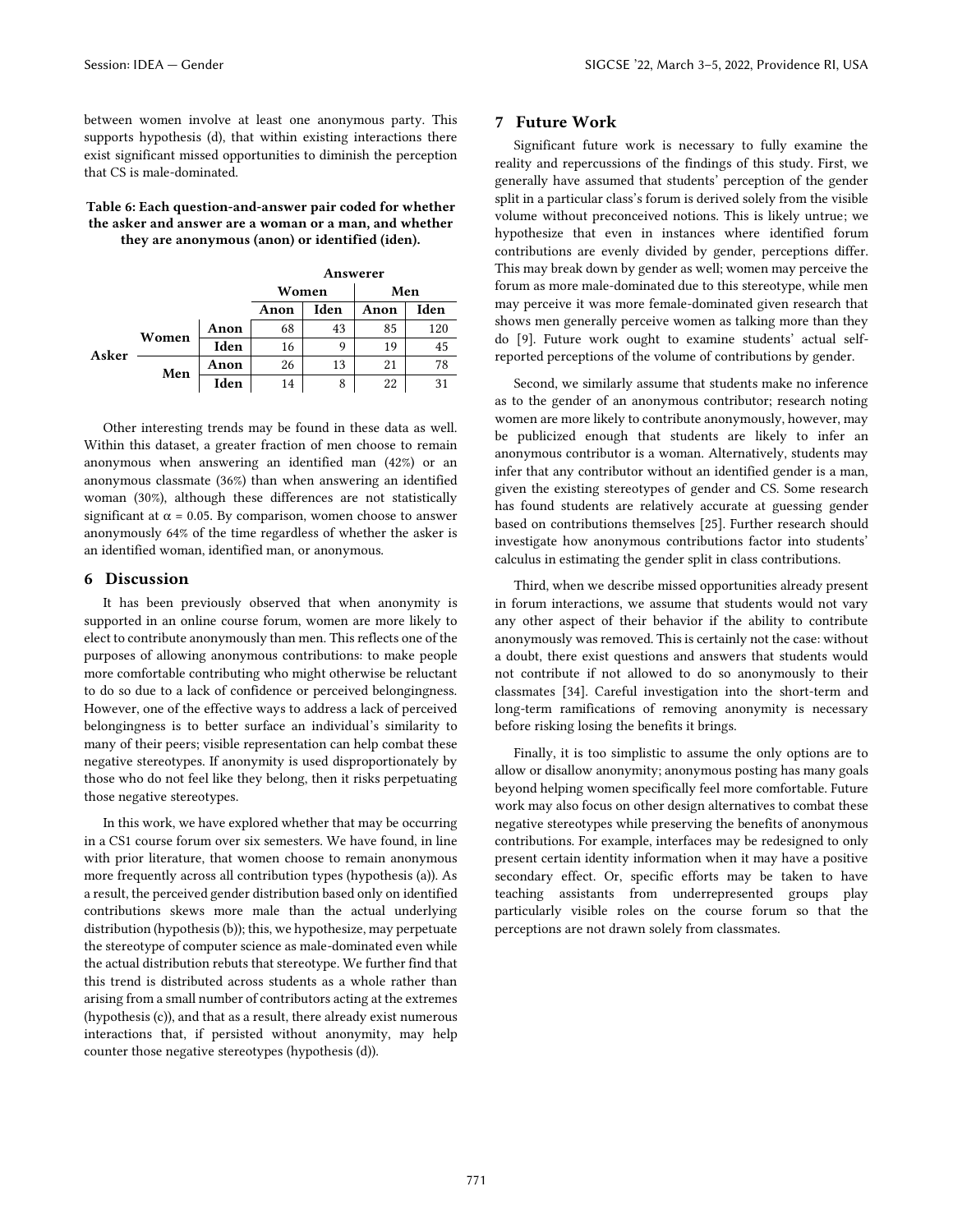between women involve at least one anonymous party. This supports hypothesis (d), that within existing interactions there exist significant missed opportunities to diminish the perception that CS is male-dominated.

**Table 6: Each question-and-answer pair coded for whether the asker and answer are a woman or a man, and whether they are anonymous (anon) or identified (iden).**

| | | | **Answerer** | | | |
|---|---|---|---|---|---|---|
| | | | **Women** | | **Men** | |
| | | | **Anon** | **Iden** | **Anon** | **Iden** |
| **Asker** | **Women** | **Anon** | 68 | 43 | 85 | 120 |
| | | **Iden** | 16 | 9 | 19 | 45 |
| | **Men** | **Anon** | 26 | 13 | 21 | 78 |
| | | **Iden** | 14 | 8 | 22 | 31 |

Other interesting trends may be found in these data as well. Within this dataset, a greater fraction of men choose to remain anonymous when answering an identified man (42%) or an anonymous classmate (36%) than when answering an identified woman (30%), although these differences are not statistically significant at $\alpha = 0.05$. By comparison, women choose to answer anonymously 64% of the time regardless of whether the asker is an identified woman, identified man, or anonymous.

## 6 Discussion

It has been previously observed that when anonymity is supported in an online course forum, women are more likely to elect to contribute anonymously than men. This reflects one of the purposes of allowing anonymous contributions: to make people more comfortable contributing who might otherwise be reluctant to do so due to a lack of confidence or perceived belongingness. However, one of the effective ways to address a lack of perceived belongingness is to better surface an individual's similarity to many of their peers; visible representation can help combat these negative stereotypes. If anonymity is used disproportionately by those who do not feel like they belong, then it risks perpetuating those negative stereotypes.

In this work, we have explored whether that may be occurring in a CS1 course forum over six semesters. We have found, in line with prior literature, that women choose to remain anonymous more frequently across all contribution types (hypothesis (a)). As a result, the perceived gender distribution based only on identified contributions skews more male than the actual underlying distribution (hypothesis (b)); this, we hypothesize, may perpetuate the stereotype of computer science as male-dominated even while the actual distribution rebuts that stereotype. We further find that this trend is distributed across students as a whole rather than arising from a small number of contributors acting at the extremes (hypothesis (c)), and that as a result, there already exist numerous interactions that, if persisted without anonymity, may help counter those negative stereotypes (hypothesis (d)).

## 7 Future Work

Significant future work is necessary to fully examine the reality and repercussions of the findings of this study. First, we generally have assumed that students' perception of the gender split in a particular class's forum is derived solely from the visible volume without preconceived notions. This is likely untrue; we hypothesize that even in instances where identified forum contributions are evenly divided by gender, perceptions differ. This may break down by gender as well; women may perceive the forum as more male-dominated due to this stereotype, while men may perceive it was more female-dominated given research that shows men generally perceive women as talking more than they do [9]. Future work ought to examine students' actual self-reported perceptions of the volume of contributions by gender.

Second, we similarly assume that students make no inference as to the gender of an anonymous contributor; research noting women are more likely to contribute anonymously, however, may be publicized enough that students are likely to infer an anonymous contributor is a woman. Alternatively, students may infer that any contributor without an identified gender is a man, given the existing stereotypes of gender and CS. Some research has found students are relatively accurate at guessing gender based on contributions themselves [25]. Further research should investigate how anonymous contributions factor into students' calculus in estimating the gender split in class contributions.

Third, when we describe missed opportunities already present in forum interactions, we assume that students would not vary any other aspect of their behavior if the ability to contribute anonymously was removed. This is certainly not the case: without a doubt, there exist questions and answers that students would not contribute if not allowed to do so anonymously to their classmates [34]. Careful investigation into the short-term and long-term ramifications of removing anonymity is necessary before risking losing the benefits it brings.

Finally, it is too simplistic to assume the only options are to allow or disallow anonymity; anonymous posting has many goals beyond helping women specifically feel more comfortable. Future work may also focus on other design alternatives to combat these negative stereotypes while preserving the benefits of anonymous contributions. For example, interfaces may be redesigned to only present certain identity information when it may have a positive secondary effect. Or, specific efforts may be taken to have teaching assistants from underrepresented groups play particularly visible roles on the course forum so that the perceptions are not drawn solely from classmates.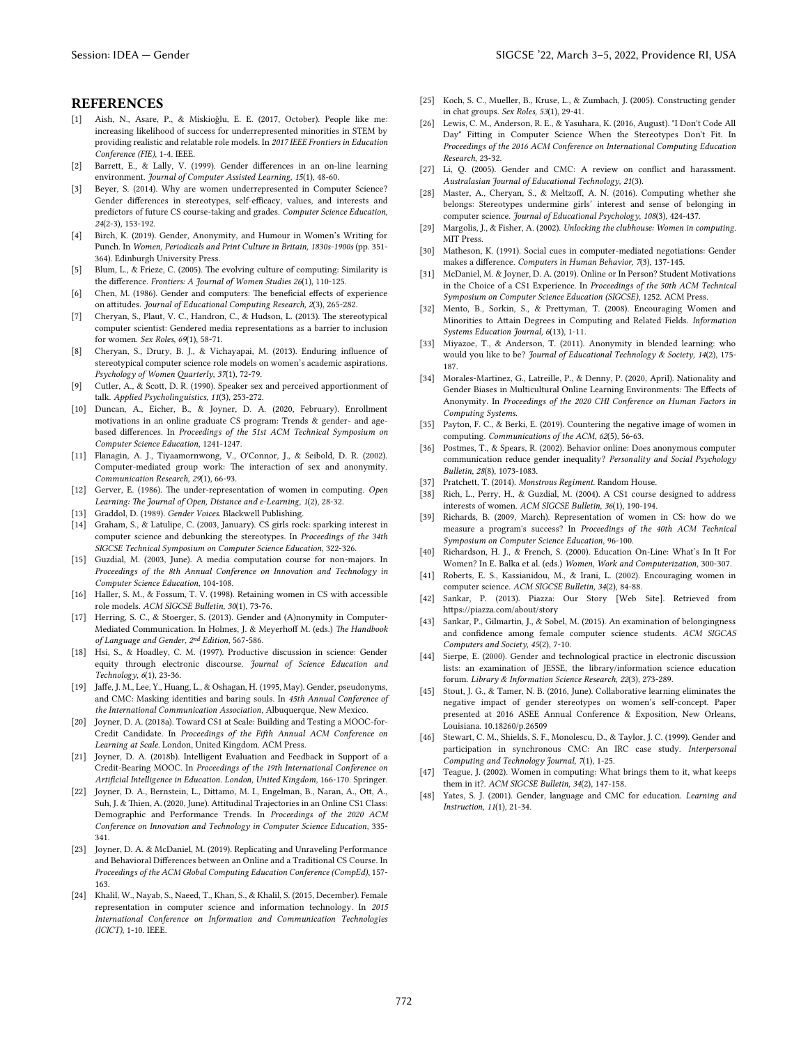## REFERENCES

[1] Aish, N., Asare, P., & Miskioğlu, E. E. (2017, October). People like me: increasing likelihood of success for underrepresented minorities in STEM by providing realistic and relatable role models. In *2017 IEEE Frontiers in Education Conference (FIE)*, 1-4. IEEE.

[2] Barrett, E., & Lally, V. (1999). Gender differences in an on-line learning environment. *Journal of Computer Assisted Learning, 15*(1), 48-60.

[3] Beyer, S. (2014). Why are women underrepresented in Computer Science? Gender differences in stereotypes, self-efficacy, values, and interests and predictors of future CS course-taking and grades. *Computer Science Education, 24*(2-3), 153-192.

[4] Birch, K. (2019). Gender, Anonymity, and Humour in Women's Writing for Punch. In *Women, Periodicals and Print Culture in Britain, 1830s-1900s* (pp. 351-364). Edinburgh University Press.

[5] Blum, L., & Frieze, C. (2005). The evolving culture of computing: Similarity is the difference. *Frontiers: A Journal of Women Studies 26*(1), 110-125.

[6] Chen, M. (1986). Gender and computers: The beneficial effects of experience on attitudes. *Journal of Educational Computing Research, 2*(3), 265-282.

[7] Cheryan, S., Plaut, V. C., Handron, C., & Hudson, L. (2013). The stereotypical computer scientist: Gendered media representations as a barrier to inclusion for women. *Sex Roles, 69*(1), 58-71.

[8] Cheryan, S., Drury, B. J., & Vichayapai, M. (2013). Enduring influence of stereotypical computer science role models on women's academic aspirations. *Psychology of Women Quarterly, 37*(1), 72-79.

[9] Cutler, A., & Scott, D. R. (1990). Speaker sex and perceived apportionment of talk. *Applied Psycholinguistics, 11*(3), 253-272.

[10] Duncan, A., Eicher, B., & Joyner, D. A. (2020, February). Enrollment motivations in an online graduate CS program: Trends & gender- and age-based differences. In *Proceedings of the 51st ACM Technical Symposium on Computer Science Education*, 1241-1247.

[11] Flanagin, A. J., Tiyaamornwong, V., O'Connor, J., & Seibold, D. R. (2002). Computer-mediated group work: The interaction of sex and anonymity. *Communication Research, 29*(1), 66-93.

[12] Gerver, E. (1986). The under-representation of women in computing. *Open Learning: The Journal of Open, Distance and e-Learning, 1*(2), 28-32.

[13] Graddol, D. (1989). *Gender Voices.* Blackwell Publishing.

[14] Graham, S., & Latulipe, C. (2003, January). CS girls rock: sparking interest in computer science and debunking the stereotypes. In *Proceedings of the 34th SIGCSE Technical Symposium on Computer Science Education*, 322-326.

[15] Guzdial, M. (2003, June). A media computation course for non-majors. In *Proceedings of the 8th Annual Conference on Innovation and Technology in Computer Science Education*, 104-108.

[16] Haller, S. M., & Fossum, T. V. (1998). Retaining women in CS with accessible role models. *ACM SIGCSE Bulletin, 30*(1), 73-76.

[17] Herring, S. C., & Stoerger, S. (2013). Gender and (A)nonymity in Computer-Mediated Communication. In Holmes, J. & Meyerhoff M. (eds.) *The Handbook of Language and Gender, 2nd Edition*, 567-586.

[18] Hsi, S., & Hoadley, C. M. (1997). Productive discussion in science: Gender equity through electronic discourse. *Journal of Science Education and Technology, 6*(1), 23-36.

[19] Jaffe, J. M., Lee, Y., Huang, L., & Oshagan, H. (1995, May). Gender, pseudonyms, and CMC: Masking identities and baring souls. In *45th Annual Conference of the International Communication Association*, Albuquerque, New Mexico.

[20] Joyner, D. A. (2018a). Toward CS1 at Scale: Building and Testing a MOOC-for-Credit Candidate. In *Proceedings of the Fifth Annual ACM Conference on Learning at Scale*. London, United Kingdom. ACM Press.

[21] Joyner, D. A. (2018b). Intelligent Evaluation and Feedback in Support of a Credit-Bearing MOOC. In *Proceedings of the 19th International Conference on Artificial Intelligence in Education. London, United Kingdom*, 166-170. Springer.

[22] Joyner, D. A., Bernstein, L., Dittamo, M. I., Engelman, B., Naran, A., Ott, A., Suh, J. & Thien, A. (2020, June). Attitudinal Trajectories in an Online CS1 Class: Demographic and Performance Trends. In *Proceedings of the 2020 ACM Conference on Innovation and Technology in Computer Science Education*, 335-341.

[23] Joyner, D. A. & McDaniel, M. (2019). Replicating and Unraveling Performance and Behavioral Differences between an Online and a Traditional CS Course. In *Proceedings of the ACM Global Computing Education Conference (CompEd)*, 157-163.

[24] Khalil, W., Nayab, S., Naeed, T., Khan, S., & Khalil, S. (2015, December). Female representation in computer science and information technology. In *2015 International Conference on Information and Communication Technologies (ICICT)*, 1-10. IEEE.

[25] Koch, S. C., Mueller, B., Kruse, L., & Zumbach, J. (2005). Constructing gender in chat groups. *Sex Roles, 53*(1), 29-41.

[26] Lewis, C. M., Anderson, R. E., & Yasuhara, K. (2016, August). "I Don't Code All Day" Fitting in Computer Science When the Stereotypes Don't Fit. In *Proceedings of the 2016 ACM Conference on International Computing Education Research*, 23-32.

[27] Li, Q. (2005). Gender and CMC: A review on conflict and harassment. *Australasian Journal of Educational Technology, 21*(3).

[28] Master, A., Cheryan, S., & Meltzoff, A. N. (2016). Computing whether she belongs: Stereotypes undermine girls' interest and sense of belonging in computer science. *Journal of Educational Psychology, 108*(3), 424-437.

[29] Margolis, J., & Fisher, A. (2002). *Unlocking the clubhouse: Women in computing.* MIT Press.

[30] Matheson, K. (1991). Social cues in computer-mediated negotiations: Gender makes a difference. *Computers in Human Behavior, 7*(3), 137-145.

[31] McDaniel, M. & Joyner, D. A. (2019). Online or In Person? Student Motivations in the Choice of a CS1 Experience. In *Proceedings of the 50th ACM Technical Symposium on Computer Science Education (SIGCSE)*, 1252. ACM Press.

[32] Mento, B., Sorkin, S., & Prettyman, T. (2008). Encouraging Women and Minorities to Attain Degrees in Computing and Related Fields. *Information Systems Education Journal, 6*(13), 1-11.

[33] Miyazoe, T., & Anderson, T. (2011). Anonymity in blended learning: who would you like to be? *Journal of Educational Technology & Society, 14*(2), 175-187.

[34] Morales-Martinez, G., Latreille, P., & Denny, P. (2020, April). Nationality and Gender Biases in Multicultural Online Learning Environments: The Effects of Anonymity. In *Proceedings of the 2020 CHI Conference on Human Factors in Computing Systems.*

[35] Payton, F. C., & Berki, E. (2019). Countering the negative image of women in computing. *Communications of the ACM, 62*(5), 56-63.

[36] Postmes, T., & Spears, R. (2002). Behavior online: Does anonymous computer communication reduce gender inequality? *Personality and Social Psychology Bulletin, 28*(8), 1073-1083.

[37] Pratchett, T. (2014). *Monstrous Regiment.* Random House.

[38] Rich, L., Perry, H., & Guzdial, M. (2004). A CS1 course designed to address interests of women. *ACM SIGCSE Bulletin, 36*(1), 190-194.

[39] Richards, B. (2009, March). Representation of women in CS: how do we measure a program's success? In *Proceedings of the 40th ACM Technical Symposium on Computer Science Education*, 96-100.

[40] Richardson, H. J., & French, S. (2000). Education On-Line: What's In It For Women? In E. Balka et al. (eds.) *Women, Work and Computerization*, 300-307.

[41] Roberts, E. S., Kassianidou, M., & Irani, L. (2002). Encouraging women in computer science. *ACM SIGCSE Bulletin, 34*(2), 84-88.

[42] Sankar, P. (2013). Piazza: Our Story [Web Site]. Retrieved from https://piazza.com/about/story

[43] Sankar, P., Gilmartin, J., & Sobel, M. (2015). An examination of belongingness and confidence among female computer science students. *ACM SIGCAS Computers and Society, 45*(2), 7-10.

[44] Sierpe, E. (2000). Gender and technological practice in electronic discussion lists: an examination of JESSE, the library/information science education forum. *Library & Information Science Research, 22*(3), 273-289.

[45] Stout, J. G., & Tamer, N. B. (2016, June). Collaborative learning eliminates the negative impact of gender stereotypes on women's self-concept. Paper presented at 2016 ASEE Annual Conference & Exposition, New Orleans, Louisiana. 10.18260/p.26509

[46] Stewart, C. M., Shields, S. F., Monolescu, D., & Taylor, J. C. (1999). Gender and participation in synchronous CMC: An IRC case study. *Interpersonal Computing and Technology Journal, 7*(1), 1-25.

[47] Teague, J. (2002). Women in computing: What brings them to it, what keeps them in it?. *ACM SIGCSE Bulletin, 34*(2), 147-158.

[48] Yates, S. J. (2001). Gender, language and CMC for education. *Learning and Instruction, 11*(1), 21-34.